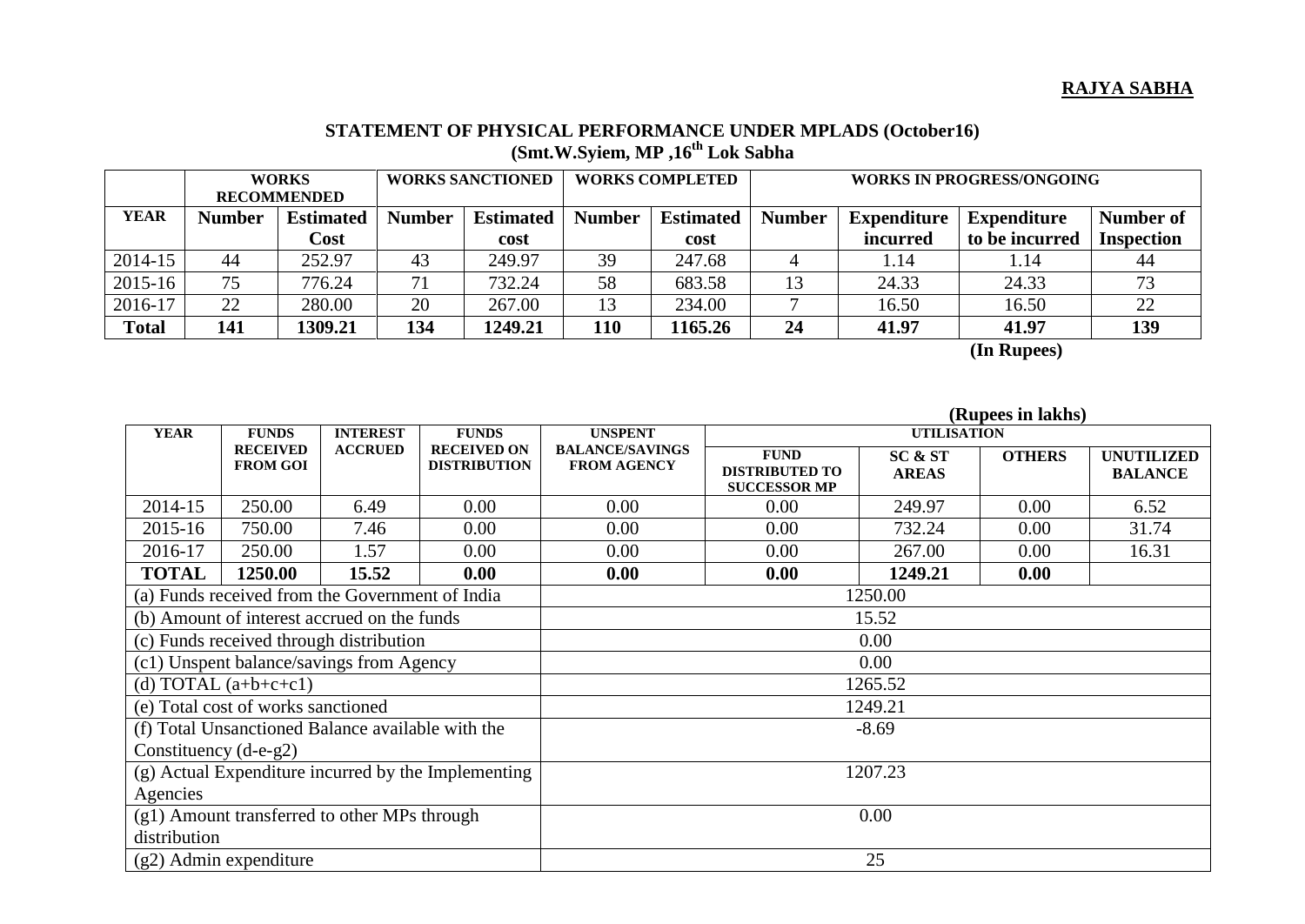**RAJYA SABHA**

## STATEMENT OF PHYSICAL PERFORMANCE UNDER MPLADS (October16)
### (Smt.W.Syiem, MP ,16th Lok Sabha

| | WORKS RECOMMENDED | | WORKS SANCTIONED | | WORKS COMPLETED | | WORKS IN PROGRESS/ONGOING | | | |
|---|---|---|---|---|---|---|---|---|---|---|
| **YEAR** | **Number** | **Estimated Cost** | **Number** | **Estimated cost** | **Number** | **Estimated cost** | **Number** | **Expenditure incurred** | **Expenditure to be incurred** | **Number of Inspection** |
| 2014-15 | 44 | 252.97 | 43 | 249.97 | 39 | 247.68 | 4 | 1.14 | 1.14 | 44 |
| 2015-16 | 75 | 776.24 | 71 | 732.24 | 58 | 683.58 | 13 | 24.33 | 24.33 | 73 |
| 2016-17 | 22 | 280.00 | 20 | 267.00 | 13 | 234.00 | 7 | 16.50 | 16.50 | 22 |
| **Total** | **141** | **1309.21** | **134** | **1249.21** | **110** | **1165.26** | **24** | **41.97** | **41.97** | **139** |

**(In Rupees)**

**(Rupees in lakhs)**

| YEAR | FUNDS RECEIVED FROM GOI | INTEREST ACCRUED | FUNDS RECEIVED ON DISTRIBUTION | UNSPENT BALANCE/SAVINGS FROM AGENCY | UTILISATION | | | |
|---|---|---|---|---|---|---|---|---|
| | | | | | FUND DISTRIBUTED TO SUCCESSOR MP | SC & ST AREAS | OTHERS | UNUTILIZED BALANCE |
| 2014-15 | 250.00 | 6.49 | 0.00 | 0.00 | 0.00 | 249.97 | 0.00 | 6.52 |
| 2015-16 | 750.00 | 7.46 | 0.00 | 0.00 | 0.00 | 732.24 | 0.00 | 31.74 |
| 2016-17 | 250.00 | 1.57 | 0.00 | 0.00 | 0.00 | 267.00 | 0.00 | 16.31 |
| **TOTAL** | **1250.00** | **15.52** | **0.00** | **0.00** | **0.00** | **1249.21** | **0.00** | |

| | |
|---|---|
| (a) Funds received from the Government of India | 1250.00 |
| (b) Amount of interest accrued on the funds | 15.52 |
| (c) Funds received through distribution | 0.00 |
| (c1) Unspent balance/savings from Agency | 0.00 |
| (d) TOTAL (a+b+c+c1) | 1265.52 |
| (e) Total cost of works sanctioned | 1249.21 |
| (f) Total Unsanctioned Balance available with the Constituency (d-e-g2) | -8.69 |
| (g) Actual Expenditure incurred by the Implementing Agencies | 1207.23 |
| (g1) Amount transferred to other MPs through distribution | 0.00 |
| (g2) Admin expenditure | 25 |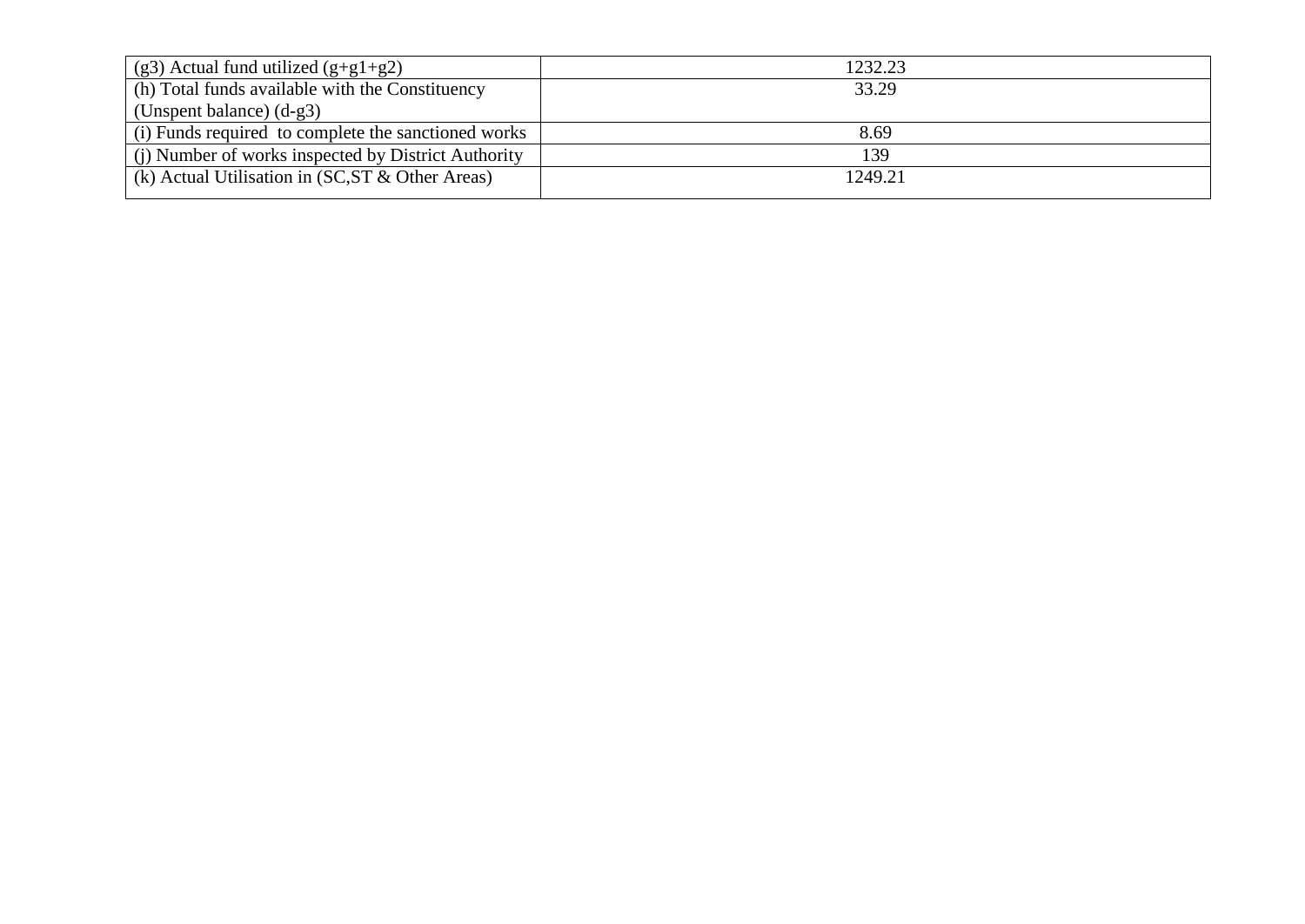| | |
|---|---|
| (g3) Actual fund utilized (g+g1+g2) | 1232.23 |
| (h) Total funds available with the Constituency (Unspent balance) (d-g3) | 33.29 |
| (i) Funds required to complete the sanctioned works | 8.69 |
| (j) Number of works inspected by District Authority | 139 |
| (k) Actual Utilisation in (SC,ST & Other Areas) | 1249.21 |